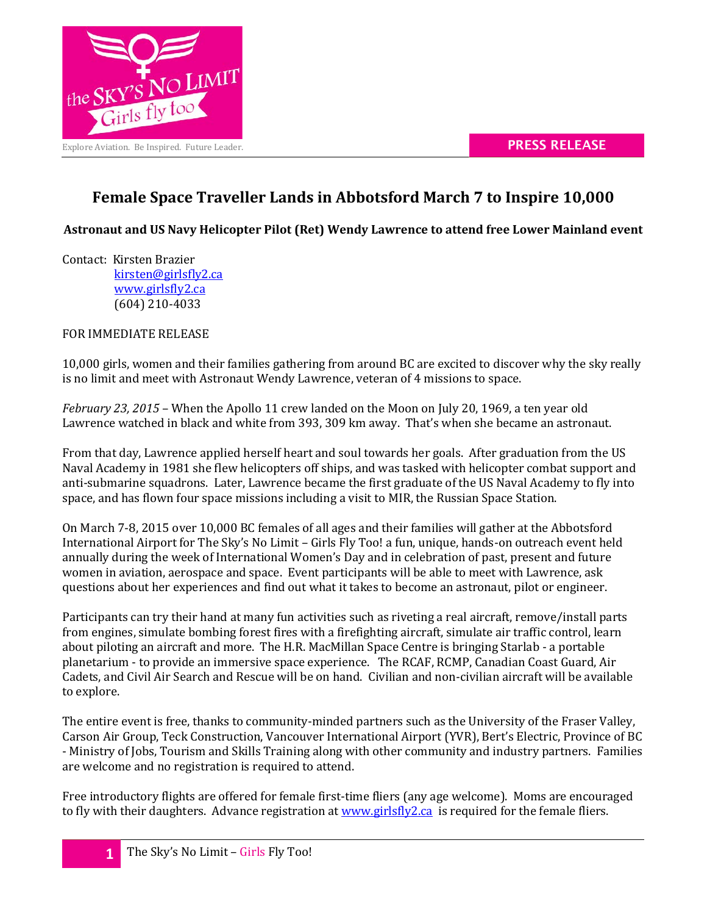the SKY'S NO LIMIT
Girls fly too

Explore Aviation. Be Inspired. Future Leader.

**PRESS RELEASE**

# Female Space Traveller Lands in Abbotsford March 7 to Inspire 10,000

**Astronaut and US Navy Helicopter Pilot (Ret) Wendy Lawrence to attend free Lower Mainland event**

Contact: Kirsten Brazier
kirsten@girlsfly2.ca
www.girlsfly2.ca
(604) 210-4033

FOR IMMEDIATE RELEASE

10,000 girls, women and their families gathering from around BC are excited to discover why the sky really is no limit and meet with Astronaut Wendy Lawrence, veteran of 4 missions to space.

*February 23, 2015* – When the Apollo 11 crew landed on the Moon on July 20, 1969, a ten year old Lawrence watched in black and white from 393, 309 km away. That's when she became an astronaut.

From that day, Lawrence applied herself heart and soul towards her goals. After graduation from the US Naval Academy in 1981 she flew helicopters off ships, and was tasked with helicopter combat support and anti-submarine squadrons. Later, Lawrence became the first graduate of the US Naval Academy to fly into space, and has flown four space missions including a visit to MIR, the Russian Space Station.

On March 7-8, 2015 over 10,000 BC females of all ages and their families will gather at the Abbotsford International Airport for The Sky's No Limit – Girls Fly Too! a fun, unique, hands-on outreach event held annually during the week of International Women's Day and in celebration of past, present and future women in aviation, aerospace and space. Event participants will be able to meet with Lawrence, ask questions about her experiences and find out what it takes to become an astronaut, pilot or engineer.

Participants can try their hand at many fun activities such as riveting a real aircraft, remove/install parts from engines, simulate bombing forest fires with a firefighting aircraft, simulate air traffic control, learn about piloting an aircraft and more. The H.R. MacMillan Space Centre is bringing Starlab - a portable planetarium - to provide an immersive space experience. The RCAF, RCMP, Canadian Coast Guard, Air Cadets, and Civil Air Search and Rescue will be on hand. Civilian and non-civilian aircraft will be available to explore.

The entire event is free, thanks to community-minded partners such as the University of the Fraser Valley, Carson Air Group, Teck Construction, Vancouver International Airport (YVR), Bert's Electric, Province of BC - Ministry of Jobs, Tourism and Skills Training along with other community and industry partners. Families are welcome and no registration is required to attend.

Free introductory flights are offered for female first-time fliers (any age welcome). Moms are encouraged to fly with their daughters. Advance registration at www.girlsfly2.ca is required for the female fliers.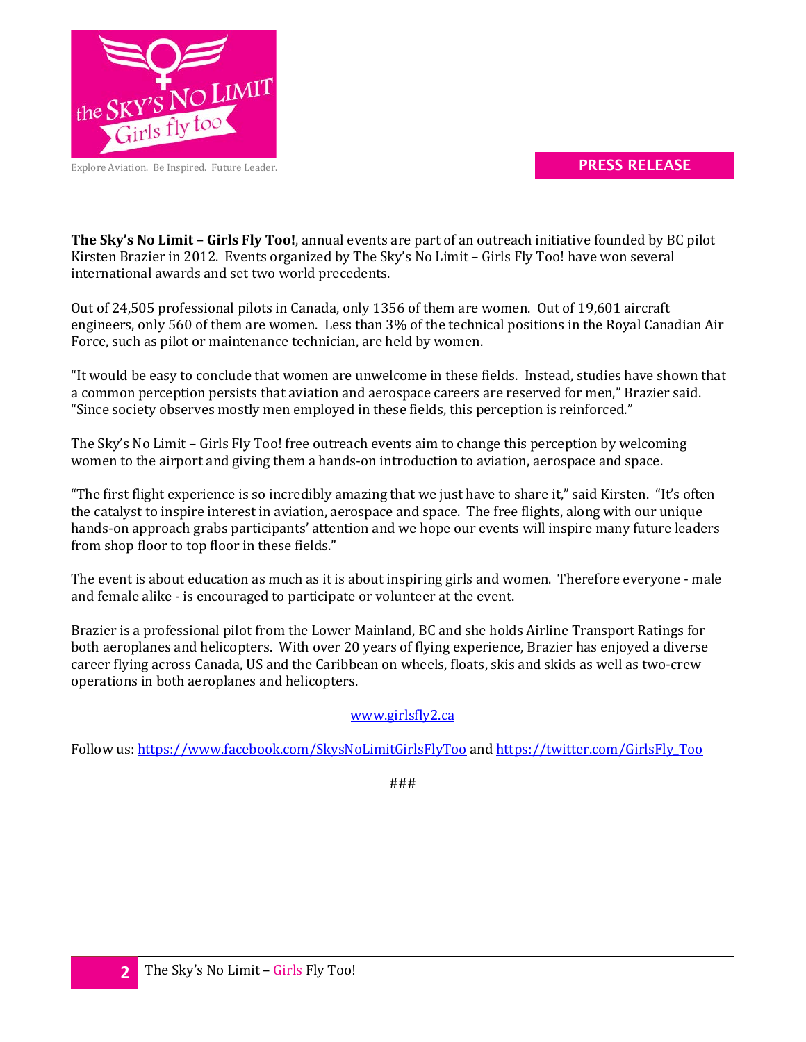Explore Aviation. Be Inspired. Future Leader.

**PRESS RELEASE**

**The Sky's No Limit – Girls Fly Too!**, annual events are part of an outreach initiative founded by BC pilot Kirsten Brazier in 2012. Events organized by The Sky's No Limit – Girls Fly Too! have won several international awards and set two world precedents.

Out of 24,505 professional pilots in Canada, only 1356 of them are women. Out of 19,601 aircraft engineers, only 560 of them are women. Less than 3% of the technical positions in the Royal Canadian Air Force, such as pilot or maintenance technician, are held by women.

"It would be easy to conclude that women are unwelcome in these fields. Instead, studies have shown that a common perception persists that aviation and aerospace careers are reserved for men," Brazier said. "Since society observes mostly men employed in these fields, this perception is reinforced."

The Sky's No Limit – Girls Fly Too! free outreach events aim to change this perception by welcoming women to the airport and giving them a hands-on introduction to aviation, aerospace and space.

"The first flight experience is so incredibly amazing that we just have to share it," said Kirsten. "It's often the catalyst to inspire interest in aviation, aerospace and space. The free flights, along with our unique hands-on approach grabs participants' attention and we hope our events will inspire many future leaders from shop floor to top floor in these fields."

The event is about education as much as it is about inspiring girls and women. Therefore everyone - male and female alike - is encouraged to participate or volunteer at the event.

Brazier is a professional pilot from the Lower Mainland, BC and she holds Airline Transport Ratings for both aeroplanes and helicopters. With over 20 years of flying experience, Brazier has enjoyed a diverse career flying across Canada, US and the Caribbean on wheels, floats, skis and skids as well as two-crew operations in both aeroplanes and helicopters.

[www.girlsfly2.ca](http://www.girlsfly2.ca)

Follow us: [https://www.facebook.com/SkysNoLimitGirlsFlyToo](https://www.facebook.com/SkysNoLimitGirlsFlyToo) and [https://twitter.com/GirlsFly_Too](https://twitter.com/GirlsFly_Too)

###